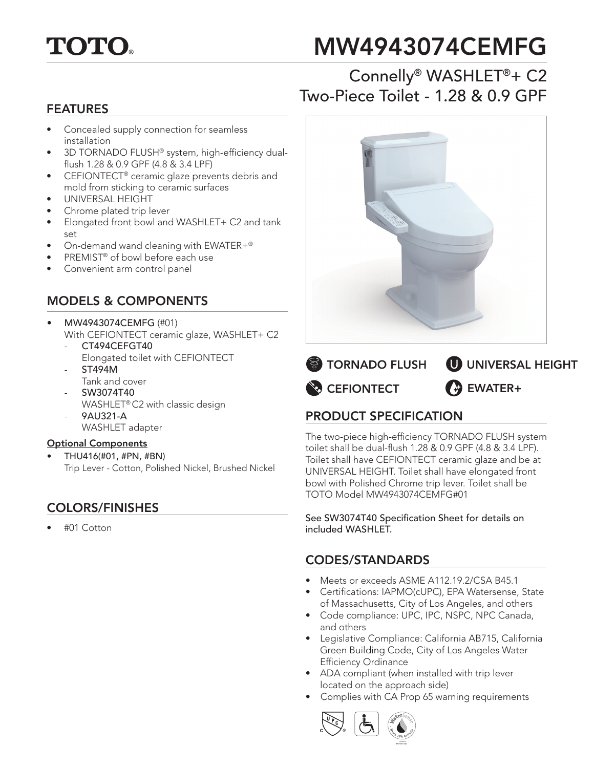TOTO®

# MW4943074CEMFG

## Connelly® WASHLET®+ C2 Two-Piece Toilet - 1.28 & 0.9 GPF

## FEATURES

- Concealed supply connection for seamless installation
- 3D TORNADO FLUSH® system, high-efficiency dual-flush 1.28 & 0.9 GPF (4.8 & 3.4 LPF)
- CEFIONTECT® ceramic glaze prevents debris and mold from sticking to ceramic surfaces
- UNIVERSAL HEIGHT
- Chrome plated trip lever
- Elongated front bowl and WASHLET+ C2 and tank set
- On-demand wand cleaning with EWATER+®
- PREMIST® of bowl before each use
- Convenient arm control panel

## MODELS & COMPONENTS

- **MW4943074CEMFG** (#01)
  With CEFIONTECT ceramic glaze, WASHLET+ C2
  - **CT494CEFGT40**
    Elongated toilet with CEFIONTECT
  - **ST494M**
    Tank and cover
  - **SW3074T40**
    WASHLET® C2 with classic design
  - **9AU321-A**
    WASHLET adapter

**Optional Components**

- **THU416**(#01, #PN, #BN)
  Trip Lever - Cotton, Polished Nickel, Brushed Nickel

## COLORS/FINISHES

- #01 Cotton

TORNADO FLUSH | UNIVERSAL HEIGHT | CEFIONTECT | EWATER+

## PRODUCT SPECIFICATION

The two-piece high-efficiency TORNADO FLUSH system toilet shall be dual-flush 1.28 & 0.9 GPF (4.8 & 3.4 LPF). Toilet shall have CEFIONTECT ceramic glaze and be at UNIVERSAL HEIGHT. Toilet shall have elongated front bowl with Polished Chrome trip lever. Toilet shall be TOTO Model MW4943074CEMFG#01

See SW3074T40 Specification Sheet for details on included WASHLET.

## CODES/STANDARDS

- Meets or exceeds ASME A112.19.2/CSA B45.1
- Certifications: IAPMO(cUPC), EPA Watersense, State of Massachusetts, City of Los Angeles, and others
- Code compliance: UPC, IPC, NSPC, NPC Canada, and others
- Legislative Compliance: California AB715, California Green Building Code, City of Los Angeles Water Efficiency Ordinance
- ADA compliant (when installed with trip lever located on the approach side)
- Complies with CA Prop 65 warning requirements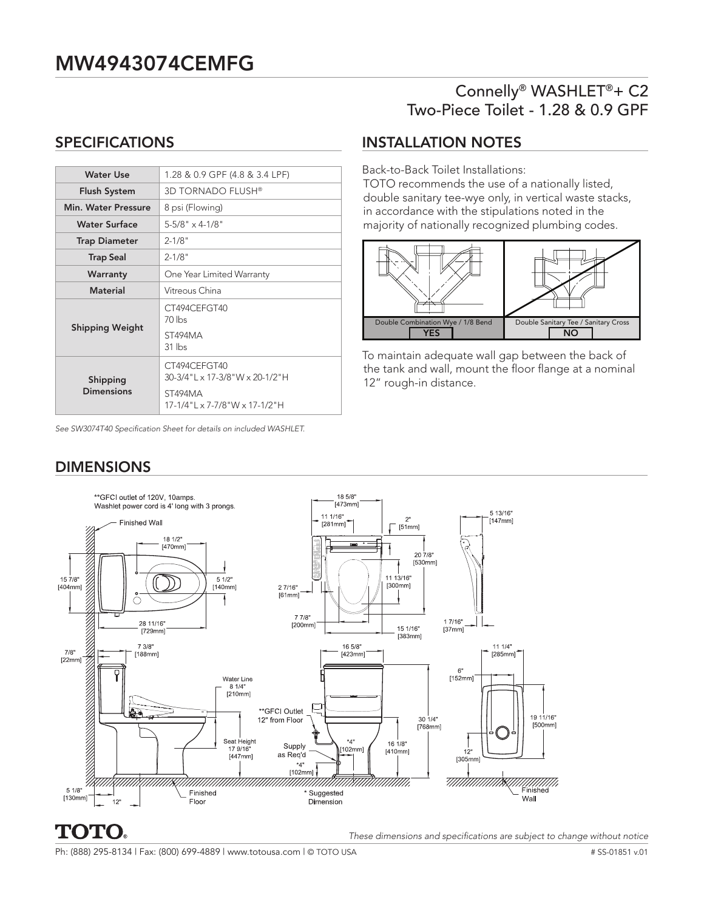// MW4943074CEMFG

Connelly® WASHLET®+ C2
Two-Piece Toilet - 1.28 & 0.9 GPF

## SPECIFICATIONS

| | |
|---|---|
| **Water Use** | 1.28 & 0.9 GPF (4.8 & 3.4 LPF) |
| **Flush System** | 3D TORNADO FLUSH® |
| **Min. Water Pressure** | 8 psi (Flowing) |
| **Water Surface** | 5-5/8" x 4-1/8" |
| **Trap Diameter** | 2-1/8" |
| **Trap Seal** | 2-1/8" |
| **Warranty** | One Year Limited Warranty |
| **Material** | Vitreous China |
| **Shipping Weight** | CT494CEFGT40 70 lbs<br>ST494MA 31 lbs |
| **Shipping Dimensions** | CT494CEFGT40 30-3/4"L x 17-3/8"W x 20-1/2"H<br>ST494MA 17-1/4"L x 7-7/8"W x 17-1/2"H |

*See SW3074T40 Specification Sheet for details on included WASHLET.*

## INSTALLATION NOTES

Back-to-Back Toilet Installations:
TOTO recommends the use of a nationally listed, double sanitary tee-wye only, in vertical waste stacks, in accordance with the stipulations noted in the majority of nationally recognized plumbing codes.

Double Combination Wye / 1/8 Bend
YES

Double Sanitary Tee / Sanitary Cross
NO

To maintain adequate wall gap between the back of the tank and wall, mount the floor flange at a nominal 12" rough-in distance.

## DIMENSIONS

**GFCI outlet of 120V, 10amps.
Washlet power cord is 4' long with 3 prongs.

Finished Wall
18 1/2" [470mm]
15 7/8" [404mm]
5 1/2" [140mm]
28 11/16" [729mm]
7/8" [22mm]
7 3/8" [188mm]
Water Line 8 1/4" [210mm]
Seat Height 17 9/16" [447mm]
5 1/8" [130mm]
12"
Finished Floor

18 5/8" [473mm]
11 1/16" [281mm]
2" [51mm]
20 7/8" [530mm]
11 13/16" [300mm]
2 7/16" [61mm]
7 7/8" [200mm]
15 1/16" [383mm]
16 5/8" [423mm]
**GFCI Outlet 12" from Floor
Supply as Req'd
*4" [102mm]
*4" [102mm]
16 1/8" [410mm]
30 1/4" [768mm]
* Suggested Dimension

5 13/16" [147mm]
1 7/16" [37mm]
11 1/4" [285mm]
6" [152mm]
19 11/16" [500mm]
12" [305mm]
Finished Wall

These dimensions and specifications are subject to change without notice